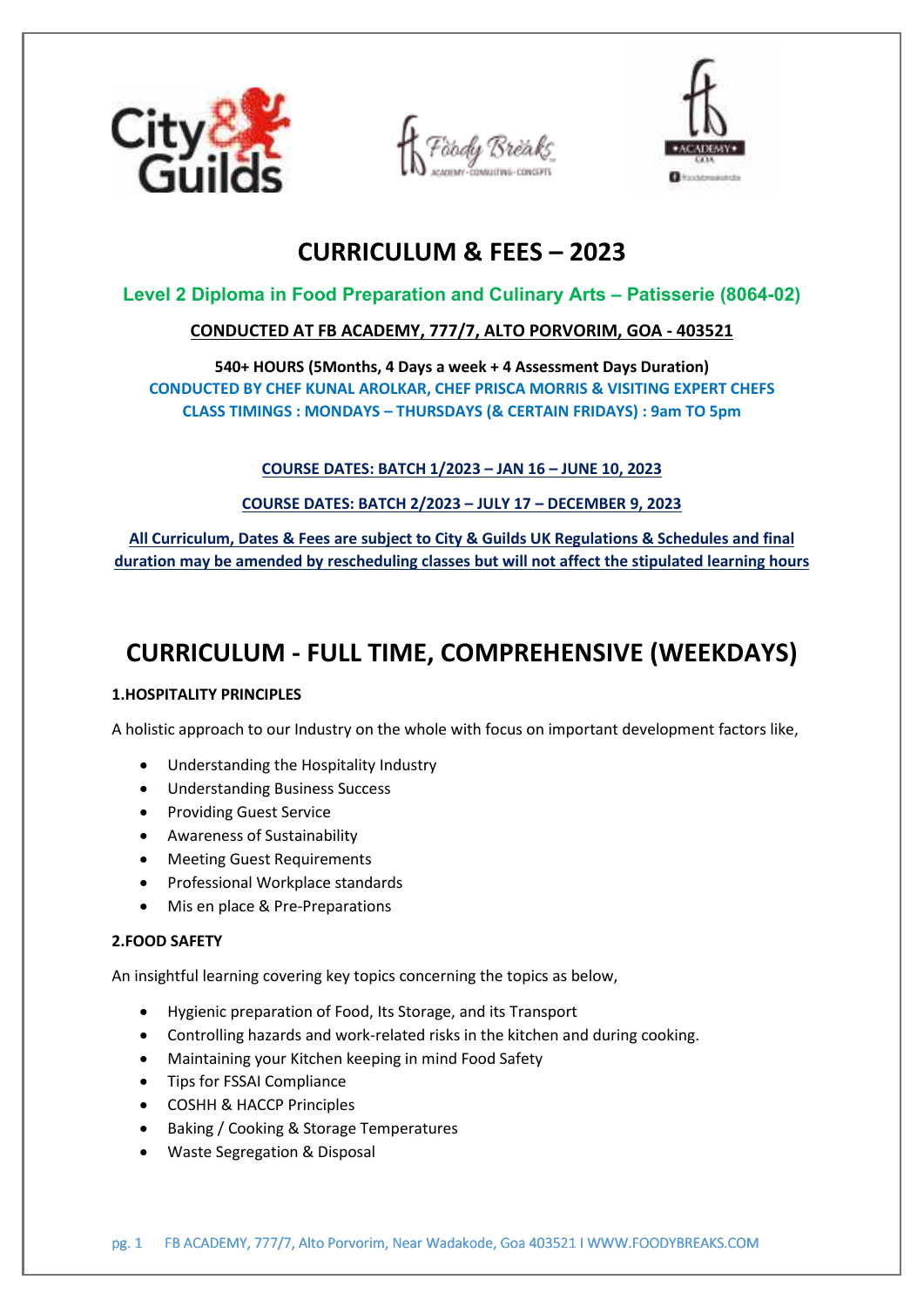# CURRICULUM & FEES – 2023

**Level 2 Diploma in Food Preparation and Culinary Arts – Patisserie (8064-02)**

**CONDUCTED AT FB ACADEMY, 777/7, ALTO PORVORIM, GOA - 403521**

**540+ HOURS (5Months, 4 Days a week + 4 Assessment Days Duration)**
**CONDUCTED BY CHEF KUNAL AROLKAR, CHEF PRISCA MORRIS & VISITING EXPERT CHEFS**
**CLASS TIMINGS : MONDAYS – THURSDAYS (& CERTAIN FRIDAYS) : 9am TO 5pm**

**COURSE DATES: BATCH 1/2023 – JAN 16 – JUNE 10, 2023**

**COURSE DATES: BATCH 2/2023 – JULY 17 – DECEMBER 9, 2023**

**All Curriculum, Dates & Fees are subject to City & Guilds UK Regulations & Schedules and final duration may be amended by rescheduling classes but will not affect the stipulated learning hours**

## CURRICULUM - FULL TIME, COMPREHENSIVE (WEEKDAYS)

### 1.HOSPITALITY PRINCIPLES

A holistic approach to our Industry on the whole with focus on important development factors like,

- Understanding the Hospitality Industry
- Understanding Business Success
- Providing Guest Service
- Awareness of Sustainability
- Meeting Guest Requirements
- Professional Workplace standards
- Mis en place & Pre-Preparations

### 2.FOOD SAFETY

An insightful learning covering key topics concerning the topics as below,

- Hygienic preparation of Food, Its Storage, and its Transport
- Controlling hazards and work-related risks in the kitchen and during cooking.
- Maintaining your Kitchen keeping in mind Food Safety
- Tips for FSSAI Compliance
- COSHH & HACCP Principles
- Baking / Cooking & Storage Temperatures
- Waste Segregation & Disposal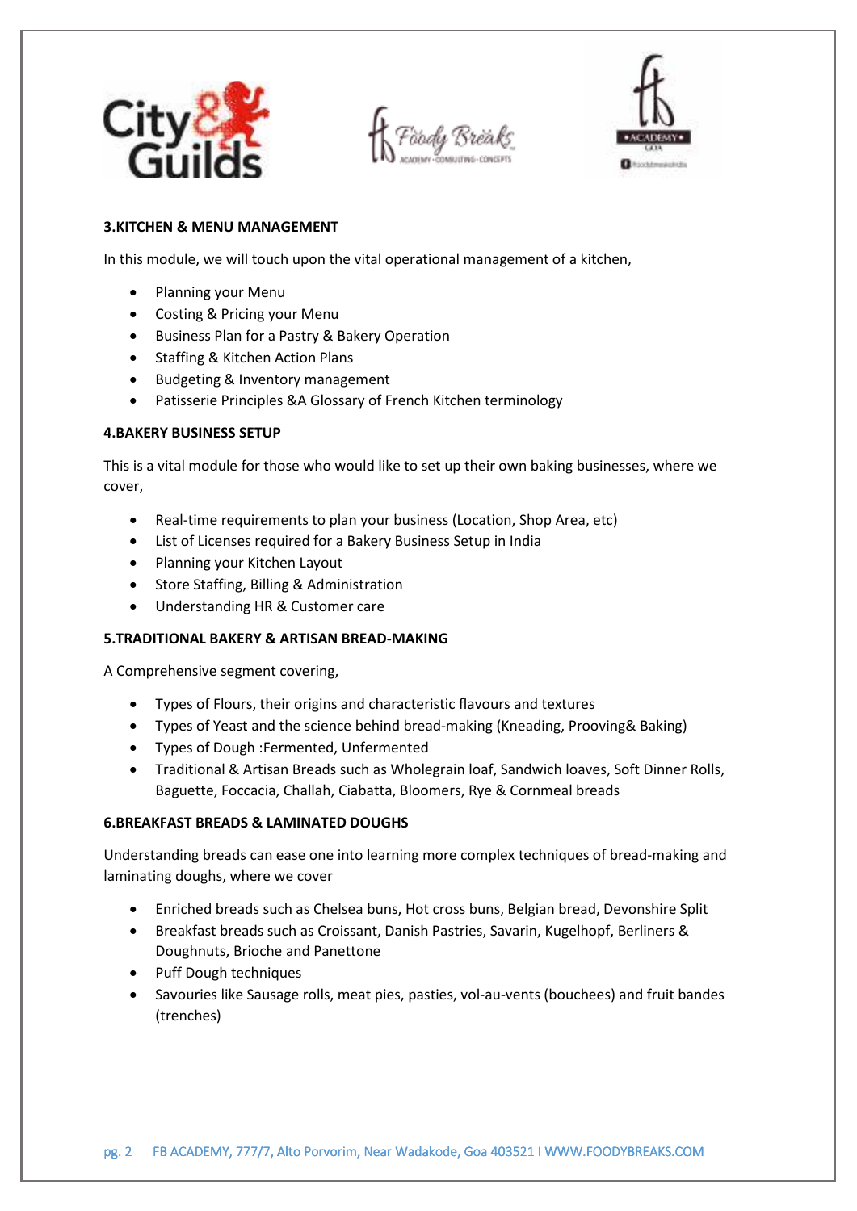**3.KITCHEN & MENU MANAGEMENT**

In this module, we will touch upon the vital operational management of a kitchen,

- Planning your Menu
- Costing & Pricing your Menu
- Business Plan for a Pastry & Bakery Operation
- Staffing & Kitchen Action Plans
- Budgeting & Inventory management
- Patisserie Principles &A Glossary of French Kitchen terminology

**4.BAKERY BUSINESS SETUP**

This is a vital module for those who would like to set up their own baking businesses, where we cover,

- Real-time requirements to plan your business (Location, Shop Area, etc)
- List of Licenses required for a Bakery Business Setup in India
- Planning your Kitchen Layout
- Store Staffing, Billing & Administration
- Understanding HR & Customer care

**5.TRADITIONAL BAKERY & ARTISAN BREAD-MAKING**

A Comprehensive segment covering,

- Types of Flours, their origins and characteristic flavours and textures
- Types of Yeast and the science behind bread-making (Kneading, Prooving& Baking)
- Types of Dough :Fermented, Unfermented
- Traditional & Artisan Breads such as Wholegrain loaf, Sandwich loaves, Soft Dinner Rolls, Baguette, Foccacia, Challah, Ciabatta, Bloomers, Rye & Cornmeal breads

**6.BREAKFAST BREADS & LAMINATED DOUGHS**

Understanding breads can ease one into learning more complex techniques of bread-making and laminating doughs, where we cover

- Enriched breads such as Chelsea buns, Hot cross buns, Belgian bread, Devonshire Split
- Breakfast breads such as Croissant, Danish Pastries, Savarin, Kugelhopf, Berliners & Doughnuts, Brioche and Panettone
- Puff Dough techniques
- Savouries like Sausage rolls, meat pies, pasties, vol-au-vents (bouchees) and fruit bandes (trenches)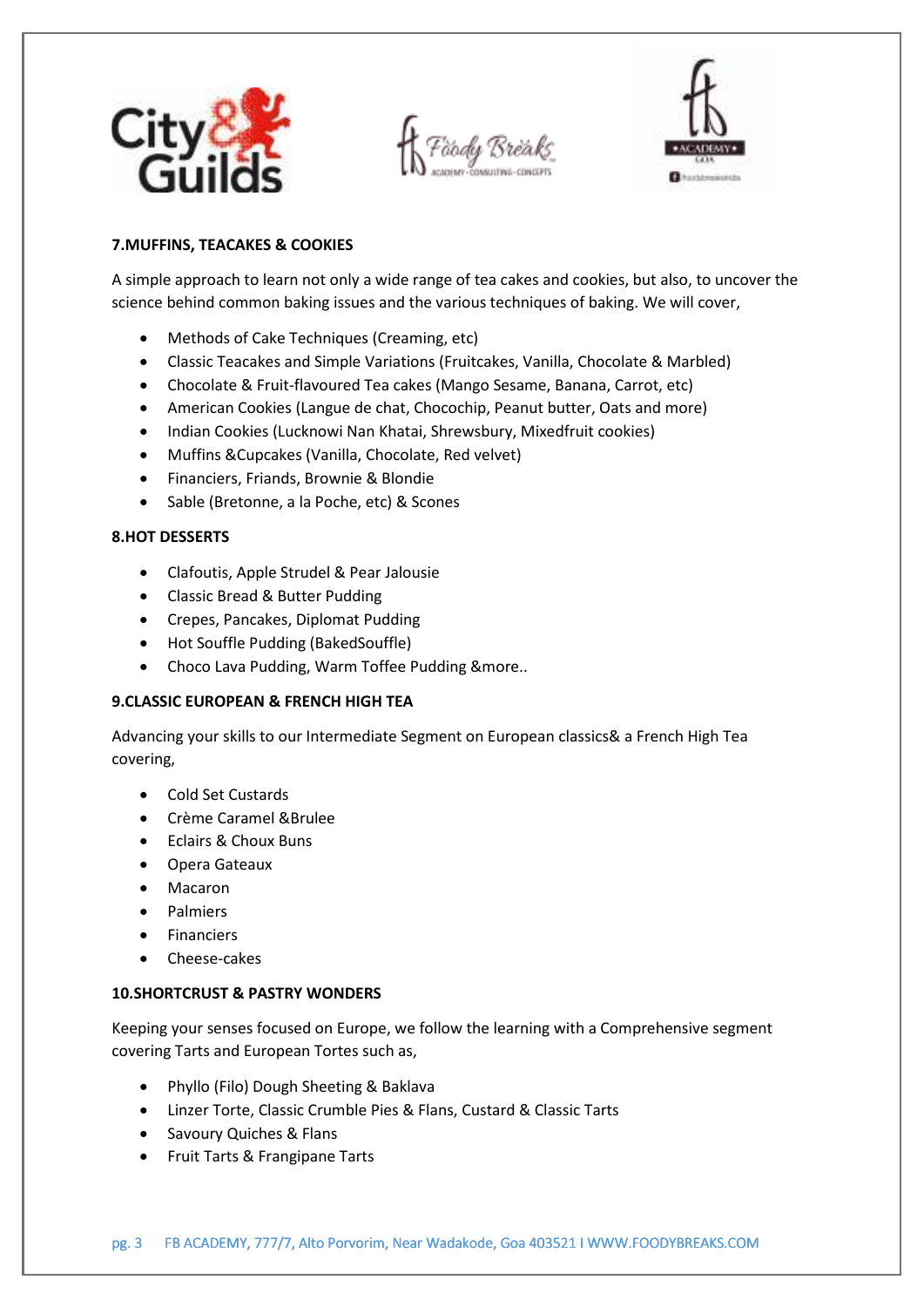**7.MUFFINS, TEACAKES & COOKIES**

A simple approach to learn not only a wide range of tea cakes and cookies, but also, to uncover the science behind common baking issues and the various techniques of baking. We will cover,

- Methods of Cake Techniques (Creaming, etc)
- Classic Teacakes and Simple Variations (Fruitcakes, Vanilla, Chocolate & Marbled)
- Chocolate & Fruit-flavoured Tea cakes (Mango Sesame, Banana, Carrot, etc)
- American Cookies (Langue de chat, Chocochip, Peanut butter, Oats and more)
- Indian Cookies (Lucknowi Nan Khatai, Shrewsbury, Mixedfruit cookies)
- Muffins &Cupcakes (Vanilla, Chocolate, Red velvet)
- Financiers, Friands, Brownie & Blondie
- Sable (Bretonne, a la Poche, etc) & Scones

**8.HOT DESSERTS**

- Clafoutis, Apple Strudel & Pear Jalousie
- Classic Bread & Butter Pudding
- Crepes, Pancakes, Diplomat Pudding
- Hot Souffle Pudding (BakedSouffle)
- Choco Lava Pudding, Warm Toffee Pudding &more..

**9.CLASSIC EUROPEAN & FRENCH HIGH TEA**

Advancing your skills to our Intermediate Segment on European classics& a French High Tea covering,

- Cold Set Custards
- Crème Caramel &Brulee
- Eclairs & Choux Buns
- Opera Gateaux
- Macaron
- Palmiers
- Financiers
- Cheese-cakes

**10.SHORTCRUST & PASTRY WONDERS**

Keeping your senses focused on Europe, we follow the learning with a Comprehensive segment covering Tarts and European Tortes such as,

- Phyllo (Filo) Dough Sheeting & Baklava
- Linzer Torte, Classic Crumble Pies & Flans, Custard & Classic Tarts
- Savoury Quiches & Flans
- Fruit Tarts & Frangipane Tarts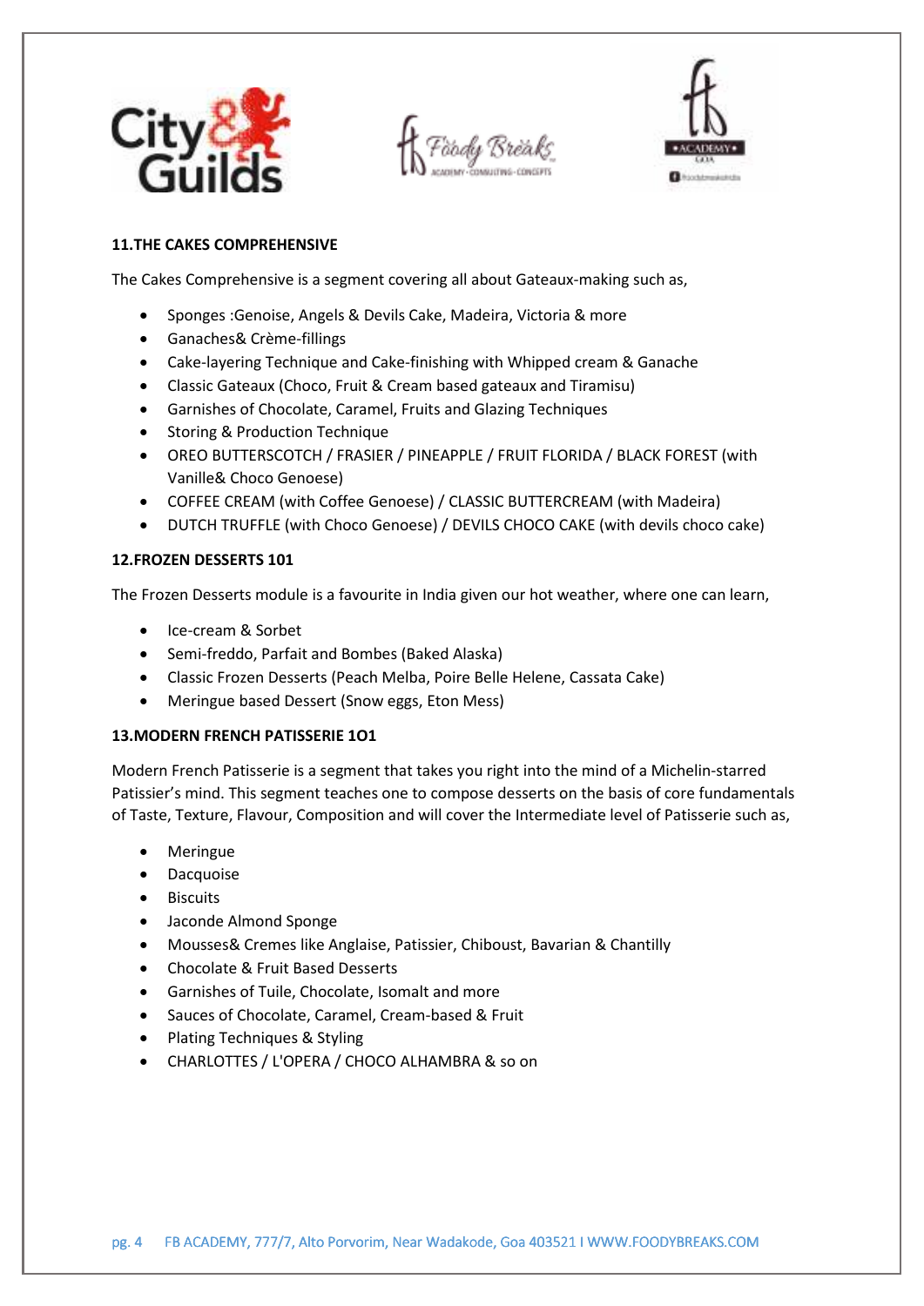**11.THE CAKES COMPREHENSIVE**

The Cakes Comprehensive is a segment covering all about Gateaux-making such as,

- Sponges :Genoise, Angels & Devils Cake, Madeira, Victoria & more
- Ganaches& Crème-fillings
- Cake-layering Technique and Cake-finishing with Whipped cream & Ganache
- Classic Gateaux (Choco, Fruit & Cream based gateaux and Tiramisu)
- Garnishes of Chocolate, Caramel, Fruits and Glazing Techniques
- Storing & Production Technique
- OREO BUTTERSCOTCH / FRASIER / PINEAPPLE / FRUIT FLORIDA / BLACK FOREST (with Vanille& Choco Genoese)
- COFFEE CREAM (with Coffee Genoese) / CLASSIC BUTTERCREAM (with Madeira)
- DUTCH TRUFFLE (with Choco Genoese) / DEVILS CHOCO CAKE (with devils choco cake)

**12.FROZEN DESSERTS 101**

The Frozen Desserts module is a favourite in India given our hot weather, where one can learn,

- Ice-cream & Sorbet
- Semi-freddo, Parfait and Bombes (Baked Alaska)
- Classic Frozen Desserts (Peach Melba, Poire Belle Helene, Cassata Cake)
- Meringue based Dessert (Snow eggs, Eton Mess)

**13.MODERN FRENCH PATISSERIE 1O1**

Modern French Patisserie is a segment that takes you right into the mind of a Michelin-starred Patissier's mind. This segment teaches one to compose desserts on the basis of core fundamentals of Taste, Texture, Flavour, Composition and will cover the Intermediate level of Patisserie such as,

- Meringue
- Dacquoise
- Biscuits
- Jaconde Almond Sponge
- Mousses& Cremes like Anglaise, Patissier, Chiboust, Bavarian & Chantilly
- Chocolate & Fruit Based Desserts
- Garnishes of Tuile, Chocolate, Isomalt and more
- Sauces of Chocolate, Caramel, Cream-based & Fruit
- Plating Techniques & Styling
- CHARLOTTES / L'OPERA / CHOCO ALHAMBRA & so on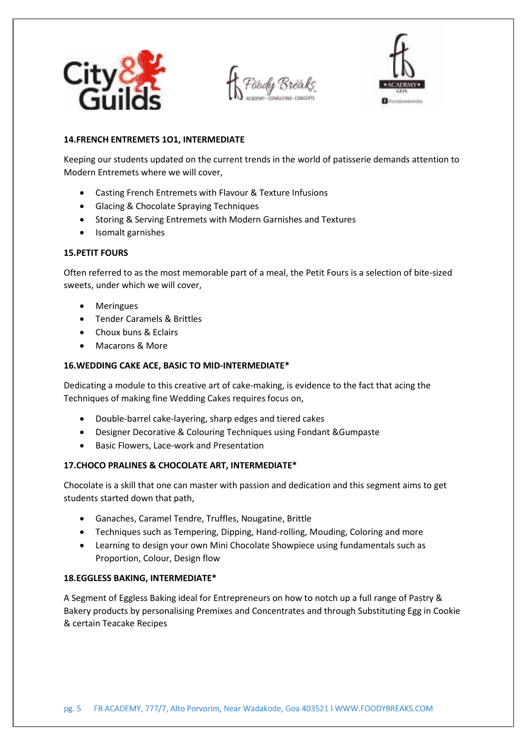**14.FRENCH ENTREMETS 1O1, INTERMEDIATE**

Keeping our students updated on the current trends in the world of patisserie demands attention to Modern Entremets where we will cover,

- Casting French Entremets with Flavour & Texture Infusions
- Glacing & Chocolate Spraying Techniques
- Storing & Serving Entremets with Modern Garnishes and Textures
- Isomalt garnishes

**15.PETIT FOURS**

Often referred to as the most memorable part of a meal, the Petit Fours is a selection of bite-sized sweets, under which we will cover,

- Meringues
- Tender Caramels & Brittles
- Choux buns & Eclairs
- Macarons & More

**16.WEDDING CAKE ACE, BASIC TO MID-INTERMEDIATE***

Dedicating a module to this creative art of cake-making, is evidence to the fact that acing the Techniques of making fine Wedding Cakes requires focus on,

- Double-barrel cake-layering, sharp edges and tiered cakes
- Designer Decorative & Colouring Techniques using Fondant &Gumpaste
- Basic Flowers, Lace-work and Presentation

**17.CHOCO PRALINES & CHOCOLATE ART, INTERMEDIATE***

Chocolate is a skill that one can master with passion and dedication and this segment aims to get students started down that path,

- Ganaches, Caramel Tendre, Truffles, Nougatine, Brittle
- Techniques such as Tempering, Dipping, Hand-rolling, Mouding, Coloring and more
- Learning to design your own Mini Chocolate Showpiece using fundamentals such as Proportion, Colour, Design flow

**18.EGGLESS BAKING, INTERMEDIATE***

A Segment of Eggless Baking ideal for Entrepreneurs on how to notch up a full range of Pastry & Bakery products by personalising Premixes and Concentrates and through Substituting Egg in Cookie & certain Teacake Recipes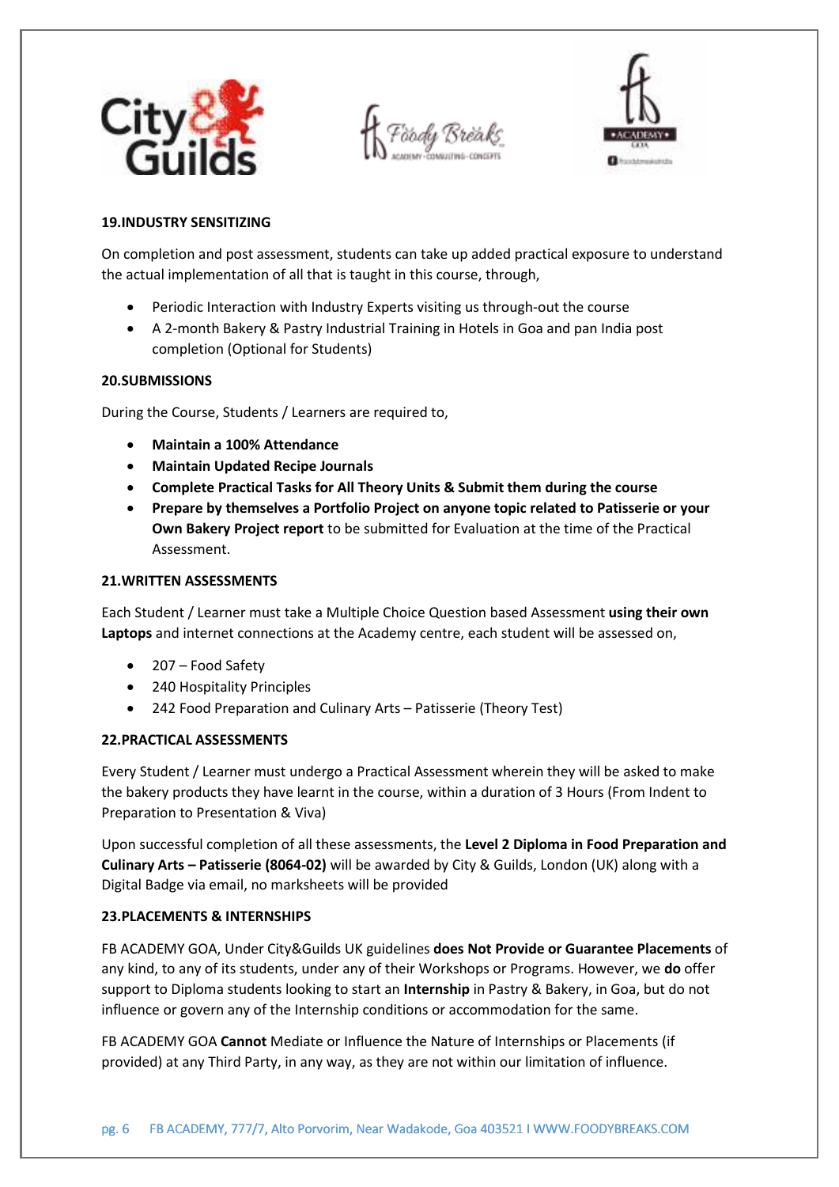**19.INDUSTRY SENSITIZING**

On completion and post assessment, students can take up added practical exposure to understand the actual implementation of all that is taught in this course, through,

- Periodic Interaction with Industry Experts visiting us through-out the course
- A 2-month Bakery & Pastry Industrial Training in Hotels in Goa and pan India post completion (Optional for Students)

**20.SUBMISSIONS**

During the Course, Students / Learners are required to,

- **Maintain a 100% Attendance**
- **Maintain Updated Recipe Journals**
- **Complete Practical Tasks for All Theory Units & Submit them during the course**
- **Prepare by themselves a Portfolio Project on anyone topic related to Patisserie or your Own Bakery Project report** to be submitted for Evaluation at the time of the Practical Assessment.

**21.WRITTEN ASSESSMENTS**

Each Student / Learner must take a Multiple Choice Question based Assessment **using their own Laptops** and internet connections at the Academy centre, each student will be assessed on,

- 207 – Food Safety
- 240 Hospitality Principles
- 242 Food Preparation and Culinary Arts – Patisserie (Theory Test)

**22.PRACTICAL ASSESSMENTS**

Every Student / Learner must undergo a Practical Assessment wherein they will be asked to make the bakery products they have learnt in the course, within a duration of 3 Hours (From Indent to Preparation to Presentation & Viva)

Upon successful completion of all these assessments, the **Level 2 Diploma in Food Preparation and Culinary Arts – Patisserie (8064-02)** will be awarded by City & Guilds, London (UK) along with a Digital Badge via email, no marksheets will be provided

**23.PLACEMENTS & INTERNSHIPS**

FB ACADEMY GOA, Under City&Guilds UK guidelines **does Not Provide or Guarantee Placements** of any kind, to any of its students, under any of their Workshops or Programs. However, we **do** offer support to Diploma students looking to start an **Internship** in Pastry & Bakery, in Goa, but do not influence or govern any of the Internship conditions or accommodation for the same.

FB ACADEMY GOA **Cannot** Mediate or Influence the Nature of Internships or Placements (if provided) at any Third Party, in any way, as they are not within our limitation of influence.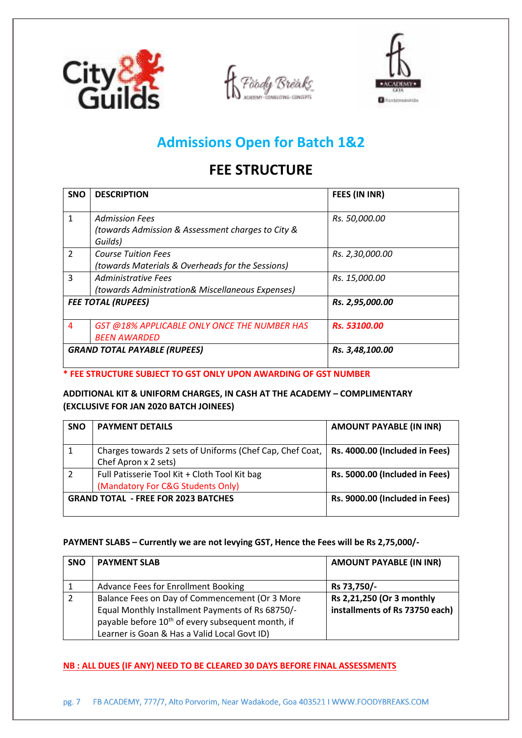## Admissions Open for Batch 1&2

# FEE STRUCTURE

| SNO | DESCRIPTION | FEES (IN INR) |
|---|---|---|
| 1 | *Admission Fees (towards Admission & Assessment charges to City & Guilds)* | *Rs. 50,000.00* |
| 2 | *Course Tuition Fees (towards Materials & Overheads for the Sessions)* | *Rs. 2,30,000.00* |
| 3 | *Administrative Fees (towards Administration& Miscellaneous Expenses)* | *Rs. 15,000.00* |
| ***FEE TOTAL (RUPEES)*** | | ***Rs. 2,95,000.00*** |
| 4 | *GST @18% APPLICABLE ONLY ONCE THE NUMBER HAS BEEN AWARDED* | ***Rs. 53100.00*** |
| ***GRAND TOTAL PAYABLE (RUPEES)*** | | ***Rs. 3,48,100.00*** |

**\* FEE STRUCTURE SUBJECT TO GST ONLY UPON AWARDING OF GST NUMBER**

**ADDITIONAL KIT & UNIFORM CHARGES, IN CASH AT THE ACADEMY – COMPLIMENTARY (EXCLUSIVE FOR JAN 2020 BATCH JOINEES)**

| SNO | PAYMENT DETAILS | AMOUNT PAYABLE (IN INR) |
|---|---|---|
| 1 | Charges towards 2 sets of Uniforms (Chef Cap, Chef Coat, Chef Apron x 2 sets) | **Rs. 4000.00 (Included in Fees)** |
| 2 | Full Patisserie Tool Kit + Cloth Tool Kit bag (Mandatory For C&G Students Only) | **Rs. 5000.00 (Included in Fees)** |
| **GRAND TOTAL - FREE FOR 2023 BATCHES** | | **Rs. 9000.00 (Included in Fees)** |

**PAYMENT SLABS – Currently we are not levying GST, Hence the Fees will be Rs 2,75,000/-**

| SNO | PAYMENT SLAB | AMOUNT PAYABLE (IN INR) |
|---|---|---|
| 1 | Advance Fees for Enrollment Booking | **Rs 73,750/-** |
| 2 | Balance Fees on Day of Commencement (Or 3 More Equal Monthly Installment Payments of Rs 68750/- payable before 10th of every subsequent month, if Learner is Goan & Has a Valid Local Govt ID) | **Rs 2,21,250 (Or 3 monthly installments of Rs 73750 each)** |

**NB : ALL DUES (IF ANY) NEED TO BE CLEARED 30 DAYS BEFORE FINAL ASSESSMENTS**

FB ACADEMY, 777/7, Alto Porvorim, Near Wadakode, Goa 403521 I WWW.FOODYBREAKS.COM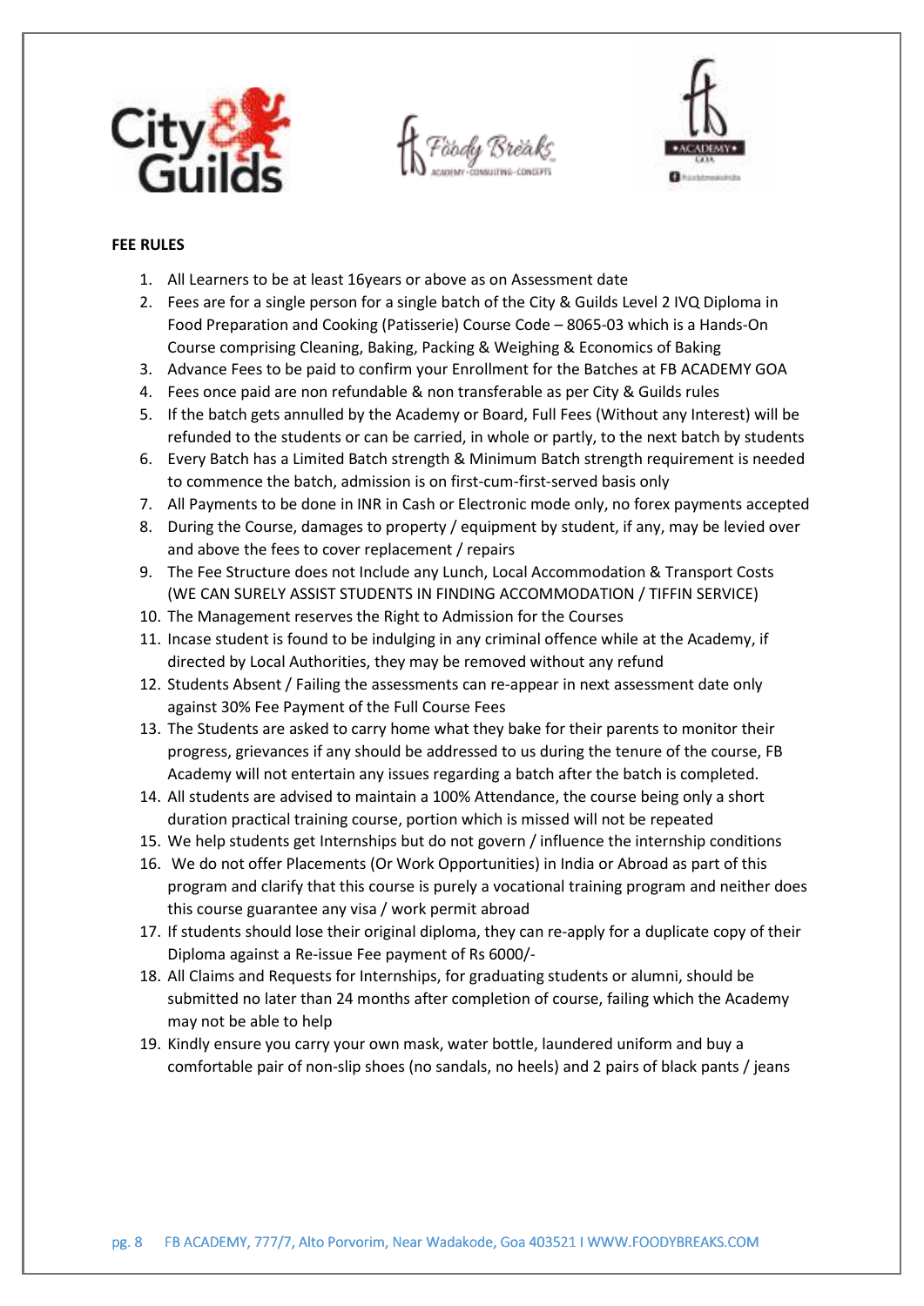**FEE RULES**

1. All Learners to be at least 16years or above as on Assessment date
2. Fees are for a single person for a single batch of the City & Guilds Level 2 IVQ Diploma in Food Preparation and Cooking (Patisserie) Course Code – 8065-03 which is a Hands-On Course comprising Cleaning, Baking, Packing & Weighing & Economics of Baking
3. Advance Fees to be paid to confirm your Enrollment for the Batches at FB ACADEMY GOA
4. Fees once paid are non refundable & non transferable as per City & Guilds rules
5. If the batch gets annulled by the Academy or Board, Full Fees (Without any Interest) will be refunded to the students or can be carried, in whole or partly, to the next batch by students
6. Every Batch has a Limited Batch strength & Minimum Batch strength requirement is needed to commence the batch, admission is on first-cum-first-served basis only
7. All Payments to be done in INR in Cash or Electronic mode only, no forex payments accepted
8. During the Course, damages to property / equipment by student, if any, may be levied over and above the fees to cover replacement / repairs
9. The Fee Structure does not Include any Lunch, Local Accommodation & Transport Costs (WE CAN SURELY ASSIST STUDENTS IN FINDING ACCOMMODATION / TIFFIN SERVICE)
10. The Management reserves the Right to Admission for the Courses
11. Incase student is found to be indulging in any criminal offence while at the Academy, if directed by Local Authorities, they may be removed without any refund
12. Students Absent / Failing the assessments can re-appear in next assessment date only against 30% Fee Payment of the Full Course Fees
13. The Students are asked to carry home what they bake for their parents to monitor their progress, grievances if any should be addressed to us during the tenure of the course, FB Academy will not entertain any issues regarding a batch after the batch is completed.
14. All students are advised to maintain a 100% Attendance, the course being only a short duration practical training course, portion which is missed will not be repeated
15. We help students get Internships but do not govern / influence the internship conditions
16. We do not offer Placements (Or Work Opportunities) in India or Abroad as part of this program and clarify that this course is purely a vocational training program and neither does this course guarantee any visa / work permit abroad
17. If students should lose their original diploma, they can re-apply for a duplicate copy of their Diploma against a Re-issue Fee payment of Rs 6000/-
18. All Claims and Requests for Internships, for graduating students or alumni, should be submitted no later than 24 months after completion of course, failing which the Academy may not be able to help
19. Kindly ensure you carry your own mask, water bottle, laundered uniform and buy a comfortable pair of non-slip shoes (no sandals, no heels) and 2 pairs of black pants / jeans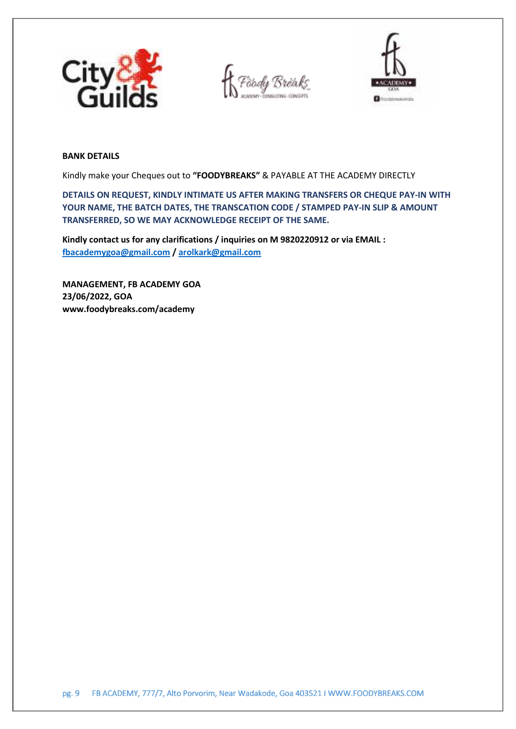**BANK DETAILS**

Kindly make your Cheques out to **"FOODYBREAKS"** & PAYABLE AT THE ACADEMY DIRECTLY

**DETAILS ON REQUEST, KINDLY INTIMATE US AFTER MAKING TRANSFERS OR CHEQUE PAY-IN WITH YOUR NAME, THE BATCH DATES, THE TRANSCATION CODE / STAMPED PAY-IN SLIP & AMOUNT TRANSFERRED, SO WE MAY ACKNOWLEDGE RECEIPT OF THE SAME.**

**Kindly contact us for any clarifications / inquiries on M 9820220912 or via EMAIL : [fbacademygoa@gmail.com](mailto:fbacademygoa@gmail.com) / [arolkark@gmail.com](mailto:arolkark@gmail.com)**

**MANAGEMENT, FB ACADEMY GOA**
**23/06/2022, GOA**
**www.foodybreaks.com/academy**